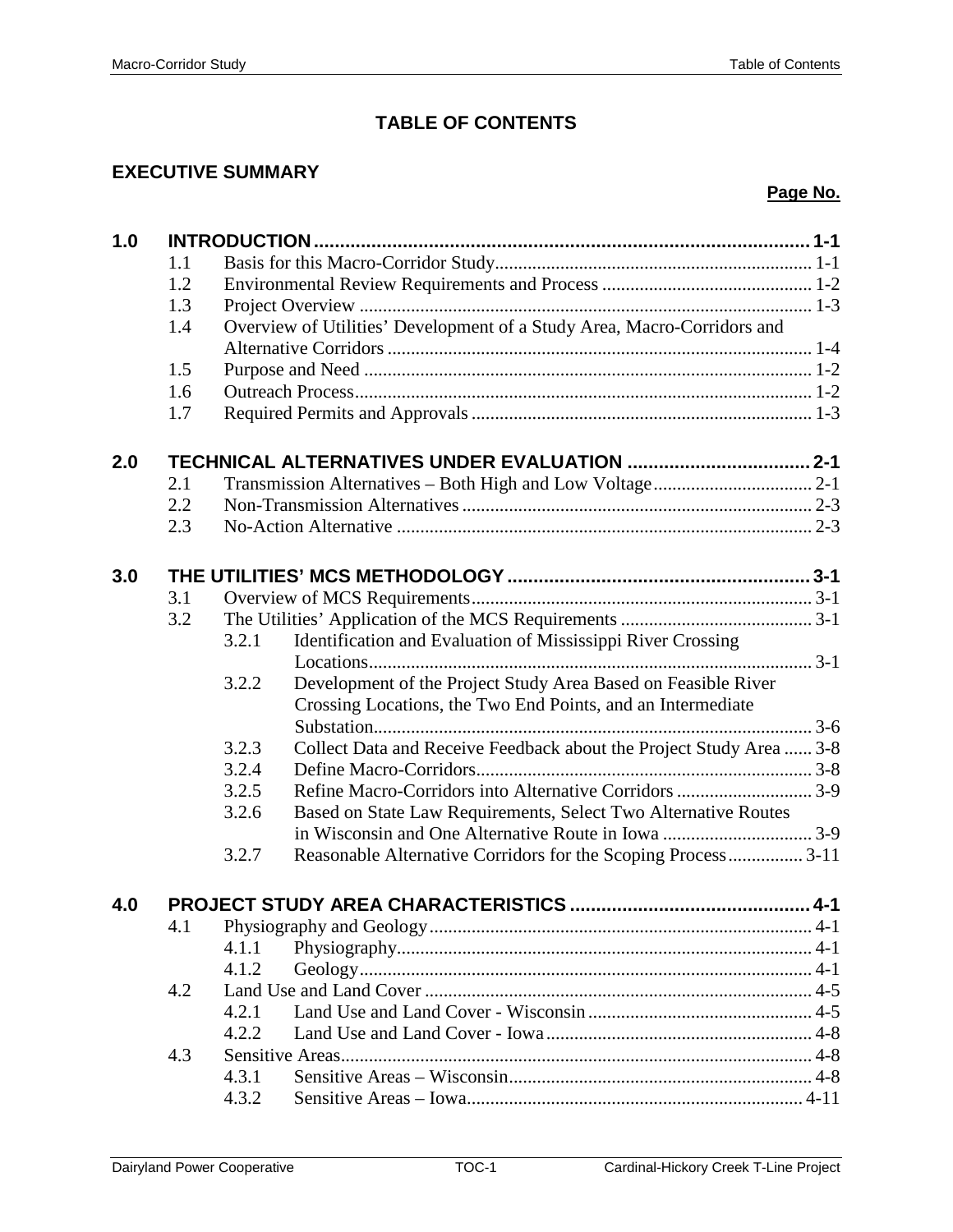# TABLE OF CONTENTS

## EXECUTIVE SUMMARY

**Page No.**

| | | | Page No. |
|---|---|---|---|
| **1.0** | **INTRODUCTION** | | **1-1** |
| | 1.1 | Basis for this Macro-Corridor Study | 1-1 |
| | 1.2 | Environmental Review Requirements and Process | 1-2 |
| | 1.3 | Project Overview | 1-3 |
| | 1.4 | Overview of Utilities' Development of a Study Area, Macro-Corridors and Alternative Corridors | 1-4 |
| | 1.5 | Purpose and Need | 1-2 |
| | 1.6 | Outreach Process | 1-2 |
| | 1.7 | Required Permits and Approvals | 1-3 |
| **2.0** | **TECHNICAL ALTERNATIVES UNDER EVALUATION** | | **2-1** |
| | 2.1 | Transmission Alternatives – Both High and Low Voltage | 2-1 |
| | 2.2 | Non-Transmission Alternatives | 2-3 |
| | 2.3 | No-Action Alternative | 2-3 |
| **3.0** | **THE UTILITIES' MCS METHODOLOGY** | | **3-1** |
| | 3.1 | Overview of MCS Requirements | 3-1 |
| | 3.2 | The Utilities' Application of the MCS Requirements | 3-1 |
| | | 3.2.1 Identification and Evaluation of Mississippi River Crossing Locations | 3-1 |
| | | 3.2.2 Development of the Project Study Area Based on Feasible River Crossing Locations, the Two End Points, and an Intermediate Substation | 3-6 |
| | | 3.2.3 Collect Data and Receive Feedback about the Project Study Area | 3-8 |
| | | 3.2.4 Define Macro-Corridors | 3-8 |
| | | 3.2.5 Refine Macro-Corridors into Alternative Corridors | 3-9 |
| | | 3.2.6 Based on State Law Requirements, Select Two Alternative Routes in Wisconsin and One Alternative Route in Iowa | 3-9 |
| | | 3.2.7 Reasonable Alternative Corridors for the Scoping Process | 3-11 |
| **4.0** | **PROJECT STUDY AREA CHARACTERISTICS** | | **4-1** |
| | 4.1 | Physiography and Geology | 4-1 |
| | | 4.1.1 Physiography | 4-1 |
| | | 4.1.2 Geology | 4-1 |
| | 4.2 | Land Use and Land Cover | 4-5 |
| | | 4.2.1 Land Use and Land Cover - Wisconsin | 4-5 |
| | | 4.2.2 Land Use and Land Cover - Iowa | 4-8 |
| | 4.3 | Sensitive Areas | 4-8 |
| | | 4.3.1 Sensitive Areas – Wisconsin | 4-8 |
| | | 4.3.2 Sensitive Areas – Iowa | 4-11 |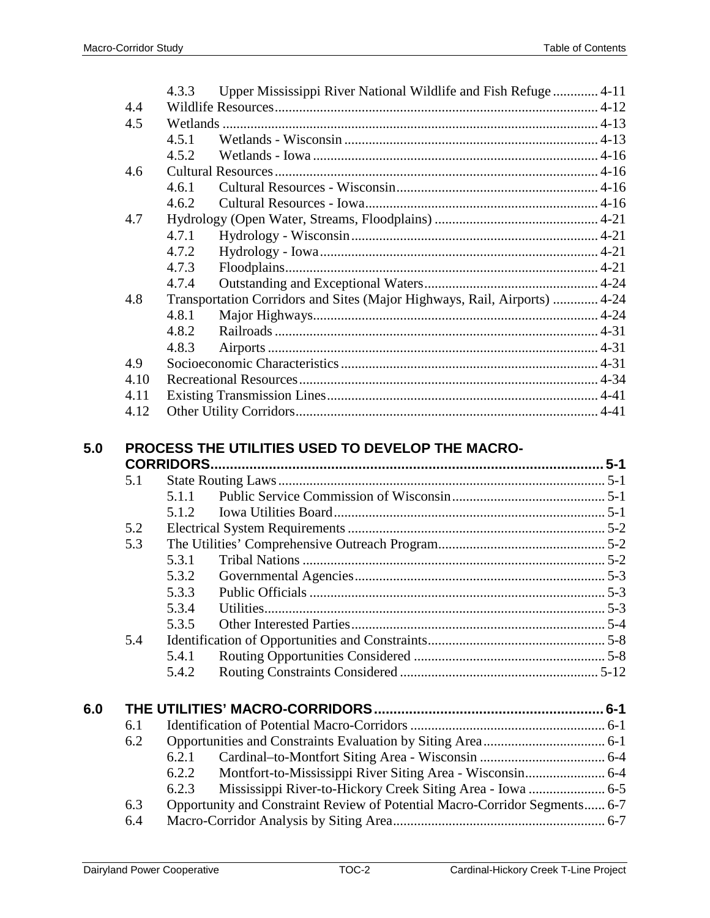- 4.3.3 Upper Mississippi River National Wildlife and Fish Refuge ............. 4-11
- 4.4 Wildlife Resources ............................................................................................ 4-12
- 4.5 Wetlands ............................................................................................................ 4-13
  - 4.5.1 Wetlands - Wisconsin ......................................................................... 4-13
  - 4.5.2 Wetlands - Iowa ................................................................................. 4-16
- 4.6 Cultural Resources ............................................................................................ 4-16
  - 4.6.1 Cultural Resources - Wisconsin .......................................................... 4-16
  - 4.6.2 Cultural Resources - Iowa ................................................................... 4-16
- 4.7 Hydrology (Open Water, Streams, Floodplains) ............................................... 4-21
  - 4.7.1 Hydrology - Wisconsin ....................................................................... 4-21
  - 4.7.2 Hydrology - Iowa ................................................................................ 4-21
  - 4.7.3 Floodplains ......................................................................................... 4-21
  - 4.7.4 Outstanding and Exceptional Waters .................................................. 4-24
- 4.8 Transportation Corridors and Sites (Major Highways, Rail, Airports) ............. 4-24
  - 4.8.1 Major Highways .................................................................................. 4-24
  - 4.8.2 Railroads ............................................................................................. 4-31
  - 4.8.3 Airports ............................................................................................... 4-31
- 4.9 Socioeconomic Characteristics .......................................................................... 4-31
- 4.10 Recreational Resources ..................................................................................... 4-34
- 4.11 Existing Transmission Lines ............................................................................. 4-41
- 4.12 Other Utility Corridors ...................................................................................... 4-41

**5.0 PROCESS THE UTILITIES USED TO DEVELOP THE MACRO-CORRIDORS ..................................................................................................... 5-1**

- 5.1 State Routing Laws ............................................................................................ 5-1
  - 5.1.1 Public Service Commission of Wisconsin ............................................ 5-1
  - 5.1.2 Iowa Utilities Board ............................................................................. 5-1
- 5.2 Electrical System Requirements ......................................................................... 5-2
- 5.3 The Utilities' Comprehensive Outreach Program ................................................ 5-2
  - 5.3.1 Tribal Nations ...................................................................................... 5-2
  - 5.3.2 Governmental Agencies ....................................................................... 5-3
  - 5.3.3 Public Officials .................................................................................... 5-3
  - 5.3.4 Utilities ................................................................................................ 5-3
  - 5.3.5 Other Interested Parties ........................................................................ 5-4
- 5.4 Identification of Opportunities and Constraints .................................................. 5-8
  - 5.4.1 Routing Opportunities Considered ....................................................... 5-8
  - 5.4.2 Routing Constraints Considered ......................................................... 5-12

**6.0 THE UTILITIES' MACRO-CORRIDORS ........................................................... 6-1**

- 6.1 Identification of Potential Macro-Corridors ........................................................ 6-1
- 6.2 Opportunities and Constraints Evaluation by Siting Area ................................... 6-1
  - 6.2.1 Cardinal–to-Montfort Siting Area - Wisconsin .................................... 6-4
  - 6.2.2 Montfort-to-Mississippi River Siting Area - Wisconsin ....................... 6-4
  - 6.2.3 Mississippi River-to-Hickory Creek Siting Area - Iowa ...................... 6-5
- 6.3 Opportunity and Constraint Review of Potential Macro-Corridor Segments ...... 6-7
- 6.4 Macro-Corridor Analysis by Siting Area ............................................................ 6-7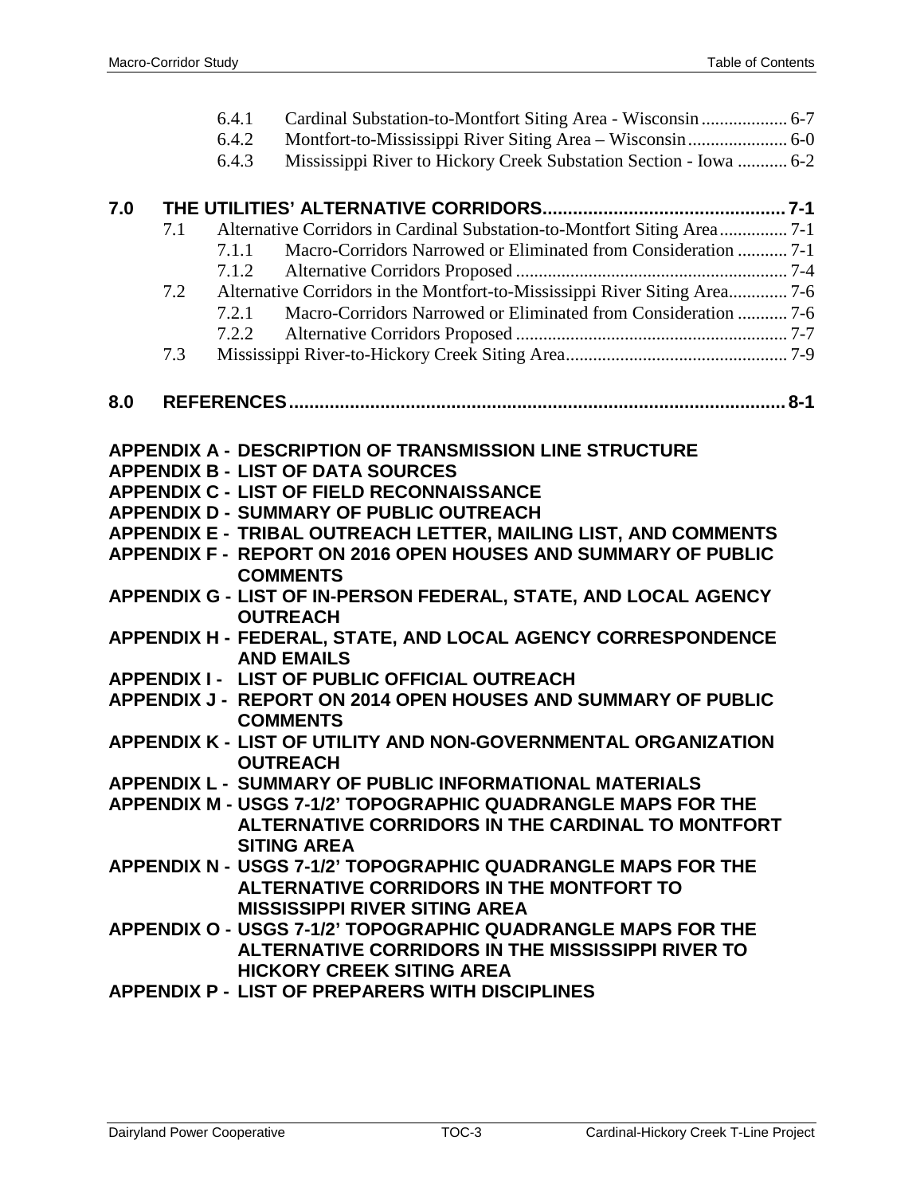6.4.1 Cardinal Substation-to-Montfort Siting Area - Wisconsin .................. 6-7
6.4.2 Montfort-to-Mississippi River Siting Area – Wisconsin ..................... 6-0
6.4.3 Mississippi River to Hickory Creek Substation Section - Iowa ........... 6-2

**7.0 THE UTILITIES' ALTERNATIVE CORRIDORS ............................................... 7-1**

7.1 Alternative Corridors in Cardinal Substation-to-Montfort Siting Area ............... 7-1
  7.1.1 Macro-Corridors Narrowed or Eliminated from Consideration ........... 7-1
  7.1.2 Alternative Corridors Proposed ........................................................... 7-4
7.2 Alternative Corridors in the Montfort-to-Mississippi River Siting Area............. 7-6
  7.2.1 Macro-Corridors Narrowed or Eliminated from Consideration ........... 7-6
  7.2.2 Alternative Corridors Proposed ........................................................... 7-7
7.3 Mississippi River-to-Hickory Creek Siting Area ................................................ 7-9

**8.0 REFERENCES ................................................................................................ 8-1**

**APPENDIX A - DESCRIPTION OF TRANSMISSION LINE STRUCTURE**
**APPENDIX B - LIST OF DATA SOURCES**
**APPENDIX C - LIST OF FIELD RECONNAISSANCE**
**APPENDIX D - SUMMARY OF PUBLIC OUTREACH**
**APPENDIX E - TRIBAL OUTREACH LETTER, MAILING LIST, AND COMMENTS**
**APPENDIX F - REPORT ON 2016 OPEN HOUSES AND SUMMARY OF PUBLIC COMMENTS**
**APPENDIX G - LIST OF IN-PERSON FEDERAL, STATE, AND LOCAL AGENCY OUTREACH**
**APPENDIX H - FEDERAL, STATE, AND LOCAL AGENCY CORRESPONDENCE AND EMAILS**
**APPENDIX I - LIST OF PUBLIC OFFICIAL OUTREACH**
**APPENDIX J - REPORT ON 2014 OPEN HOUSES AND SUMMARY OF PUBLIC COMMENTS**
**APPENDIX K - LIST OF UTILITY AND NON-GOVERNMENTAL ORGANIZATION OUTREACH**
**APPENDIX L - SUMMARY OF PUBLIC INFORMATIONAL MATERIALS**
**APPENDIX M - USGS 7-1/2' TOPOGRAPHIC QUADRANGLE MAPS FOR THE ALTERNATIVE CORRIDORS IN THE CARDINAL TO MONTFORT SITING AREA**
**APPENDIX N - USGS 7-1/2' TOPOGRAPHIC QUADRANGLE MAPS FOR THE ALTERNATIVE CORRIDORS IN THE MONTFORT TO MISSISSIPPI RIVER SITING AREA**
**APPENDIX O - USGS 7-1/2' TOPOGRAPHIC QUADRANGLE MAPS FOR THE ALTERNATIVE CORRIDORS IN THE MISSISSIPPI RIVER TO HICKORY CREEK SITING AREA**
**APPENDIX P - LIST OF PREPARERS WITH DISCIPLINES**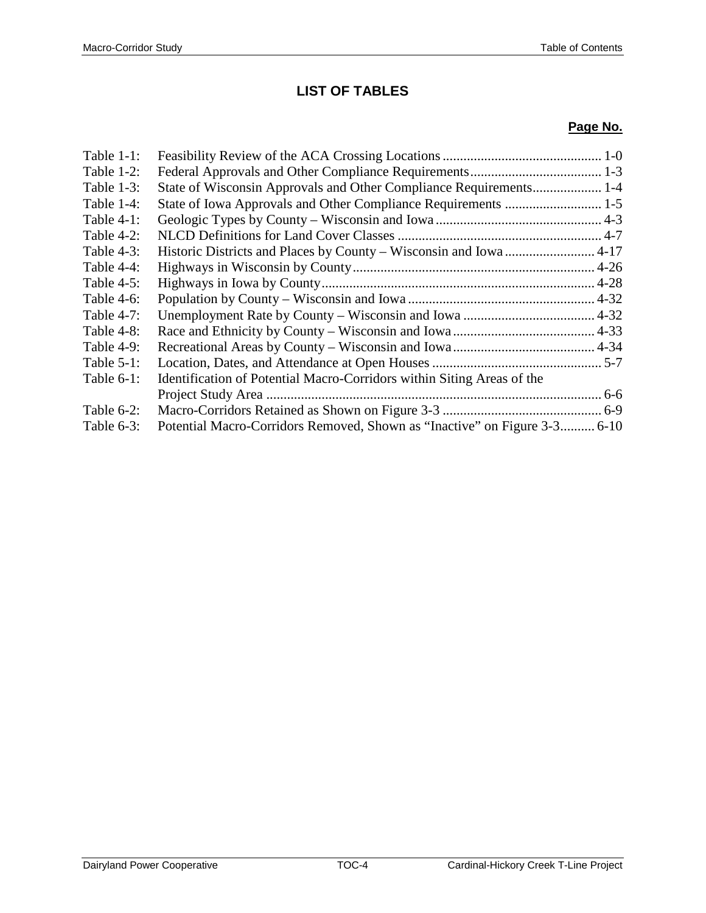# LIST OF TABLES

| | | **Page No.** |
|---|---|---|
| Table 1-1: | Feasibility Review of the ACA Crossing Locations | 1-0 |
| Table 1-2: | Federal Approvals and Other Compliance Requirements | 1-3 |
| Table 1-3: | State of Wisconsin Approvals and Other Compliance Requirements | 1-4 |
| Table 1-4: | State of Iowa Approvals and Other Compliance Requirements | 1-5 |
| Table 4-1: | Geologic Types by County – Wisconsin and Iowa | 4-3 |
| Table 4-2: | NLCD Definitions for Land Cover Classes | 4-7 |
| Table 4-3: | Historic Districts and Places by County – Wisconsin and Iowa | 4-17 |
| Table 4-4: | Highways in Wisconsin by County | 4-26 |
| Table 4-5: | Highways in Iowa by County | 4-28 |
| Table 4-6: | Population by County – Wisconsin and Iowa | 4-32 |
| Table 4-7: | Unemployment Rate by County – Wisconsin and Iowa | 4-32 |
| Table 4-8: | Race and Ethnicity by County – Wisconsin and Iowa | 4-33 |
| Table 4-9: | Recreational Areas by County – Wisconsin and Iowa | 4-34 |
| Table 5-1: | Location, Dates, and Attendance at Open Houses | 5-7 |
| Table 6-1: | Identification of Potential Macro-Corridors within Siting Areas of the Project Study Area | 6-6 |
| Table 6-2: | Macro-Corridors Retained as Shown on Figure 3-3 | 6-9 |
| Table 6-3: | Potential Macro-Corridors Removed, Shown as "Inactive" on Figure 3-3 | 6-10 |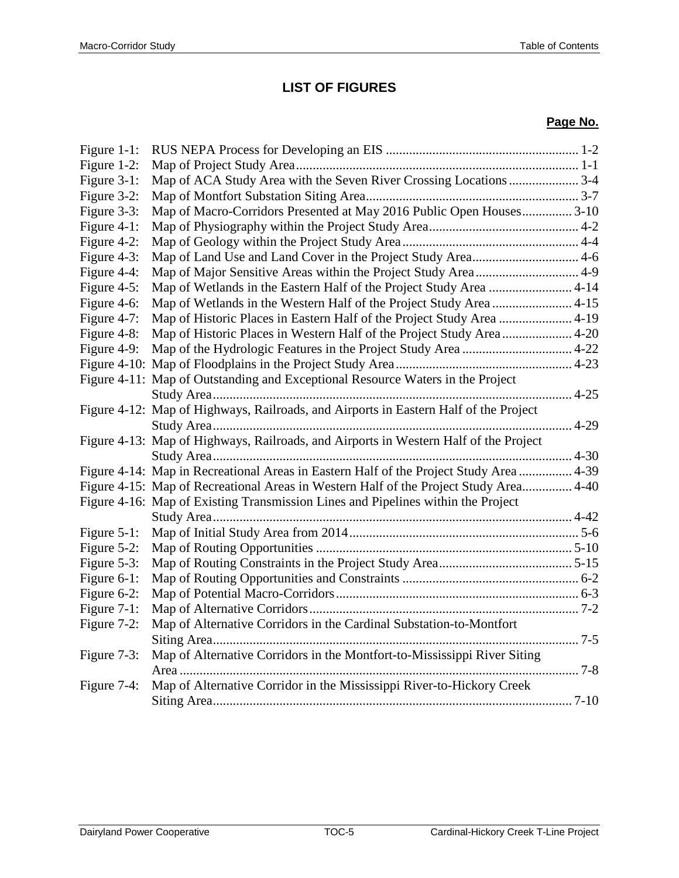## LIST OF FIGURES

**Page No.**

| | | |
|---|---|---|
| Figure 1-1: | RUS NEPA Process for Developing an EIS | 1-2 |
| Figure 1-2: | Map of Project Study Area | 1-1 |
| Figure 3-1: | Map of ACA Study Area with the Seven River Crossing Locations | 3-4 |
| Figure 3-2: | Map of Montfort Substation Siting Area | 3-7 |
| Figure 3-3: | Map of Macro-Corridors Presented at May 2016 Public Open Houses | 3-10 |
| Figure 4-1: | Map of Physiography within the Project Study Area | 4-2 |
| Figure 4-2: | Map of Geology within the Project Study Area | 4-4 |
| Figure 4-3: | Map of Land Use and Land Cover in the Project Study Area | 4-6 |
| Figure 4-4: | Map of Major Sensitive Areas within the Project Study Area | 4-9 |
| Figure 4-5: | Map of Wetlands in the Eastern Half of the Project Study Area | 4-14 |
| Figure 4-6: | Map of Wetlands in the Western Half of the Project Study Area | 4-15 |
| Figure 4-7: | Map of Historic Places in Eastern Half of the Project Study Area | 4-19 |
| Figure 4-8: | Map of Historic Places in Western Half of the Project Study Area | 4-20 |
| Figure 4-9: | Map of the Hydrologic Features in the Project Study Area | 4-22 |
| Figure 4-10: | Map of Floodplains in the Project Study Area | 4-23 |
| Figure 4-11: | Map of Outstanding and Exceptional Resource Waters in the Project Study Area | 4-25 |
| Figure 4-12: | Map of Highways, Railroads, and Airports in Eastern Half of the Project Study Area | 4-29 |
| Figure 4-13: | Map of Highways, Railroads, and Airports in Western Half of the Project Study Area | 4-30 |
| Figure 4-14: | Map in Recreational Areas in Eastern Half of the Project Study Area | 4-39 |
| Figure 4-15: | Map of Recreational Areas in Western Half of the Project Study Area | 4-40 |
| Figure 4-16: | Map of Existing Transmission Lines and Pipelines within the Project Study Area | 4-42 |
| Figure 5-1: | Map of Initial Study Area from 2014 | 5-6 |
| Figure 5-2: | Map of Routing Opportunities | 5-10 |
| Figure 5-3: | Map of Routing Constraints in the Project Study Area | 5-15 |
| Figure 6-1: | Map of Routing Opportunities and Constraints | 6-2 |
| Figure 6-2: | Map of Potential Macro-Corridors | 6-3 |
| Figure 7-1: | Map of Alternative Corridors | 7-2 |
| Figure 7-2: | Map of Alternative Corridors in the Cardinal Substation-to-Montfort Siting Area | 7-5 |
| Figure 7-3: | Map of Alternative Corridors in the Montfort-to-Mississippi River Siting Area | 7-8 |
| Figure 7-4: | Map of Alternative Corridor in the Mississippi River-to-Hickory Creek Siting Area | 7-10 |